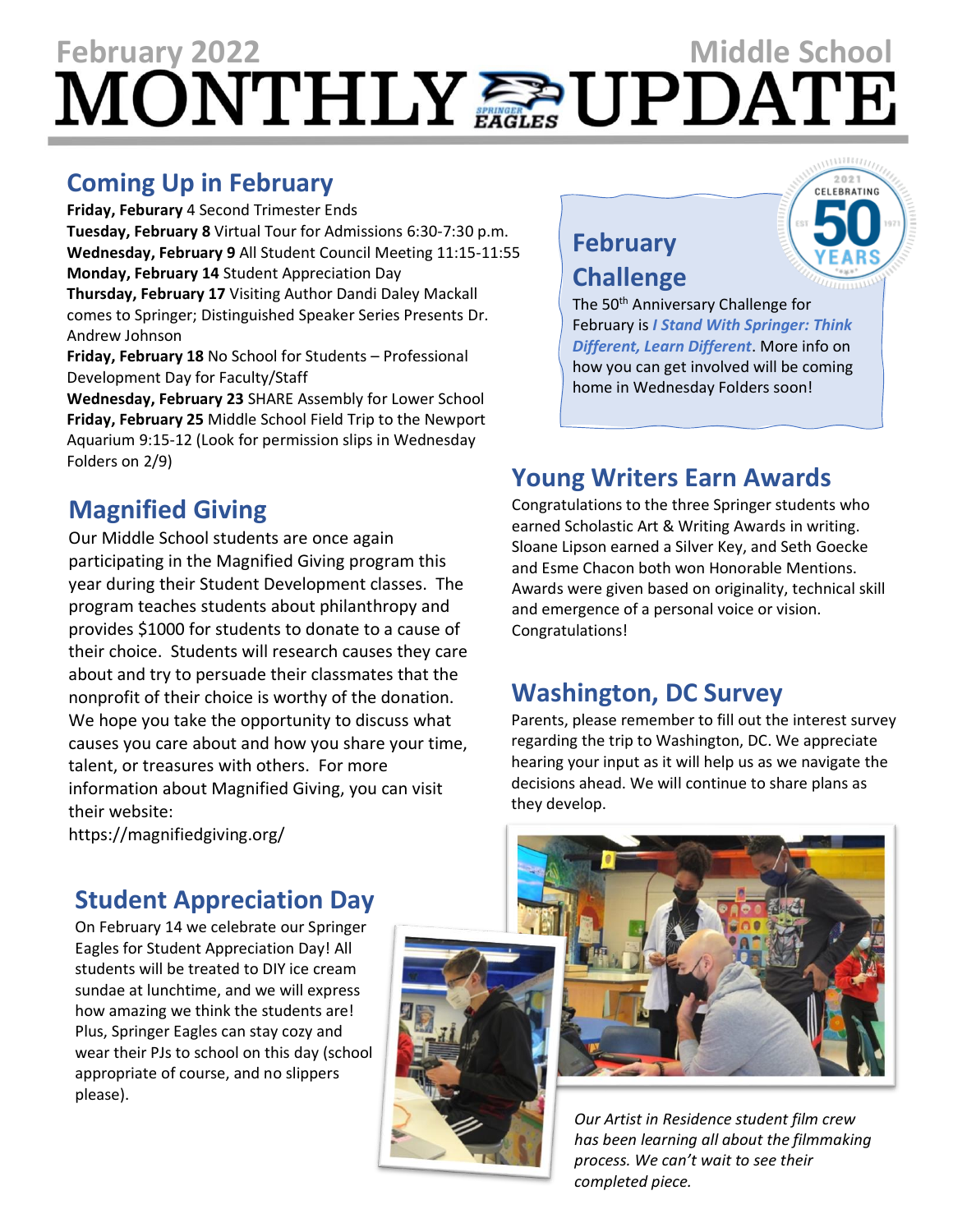February 2022 Middle School

# MONTHLY UPDATE

## Coming Up in February

**Friday, Feburary 4** Second Trimester Ends
**Tuesday, February 8** Virtual Tour for Admissions 6:30-7:30 p.m.
**Wednesday, February 9** All Student Council Meeting 11:15-11:55
**Monday, February 14** Student Appreciation Day
**Thursday, February 17** Visiting Author Dandi Daley Mackall comes to Springer; Distinguished Speaker Series Presents Dr. Andrew Johnson
**Friday, February 18** No School for Students – Professional Development Day for Faculty/Staff
**Wednesday, February 23** SHARE Assembly for Lower School
**Friday, February 25** Middle School Field Trip to the Newport Aquarium 9:15-12 (Look for permission slips in Wednesday Folders on 2/9)

## Magnified Giving

Our Middle School students are once again participating in the Magnified Giving program this year during their Student Development classes. The program teaches students about philanthropy and provides $1000 for students to donate to a cause of their choice. Students will research causes they care about and try to persuade their classmates that the nonprofit of their choice is worthy of the donation. We hope you take the opportunity to discuss what causes you care about and how you share your time, talent, or treasures with others. For more information about Magnified Giving, you can visit their website:
https://magnifiedgiving.org/

## Student Appreciation Day

On February 14 we celebrate our Springer Eagles for Student Appreciation Day! All students will be treated to DIY ice cream sundae at lunchtime, and we will express how amazing we think the students are! Plus, Springer Eagles can stay cozy and wear their PJs to school on this day (school appropriate of course, and no slippers please).

## February Challenge

The 50th Anniversary Challenge for February is ***I Stand With Springer: Think Different, Learn Different***. More info on how you can get involved will be coming home in Wednesday Folders soon!

## Young Writers Earn Awards

Congratulations to the three Springer students who earned Scholastic Art & Writing Awards in writing. Sloane Lipson earned a Silver Key, and Seth Goecke and Esme Chacon both won Honorable Mentions. Awards were given based on originality, technical skill and emergence of a personal voice or vision. Congratulations!

## Washington, DC Survey

Parents, please remember to fill out the interest survey regarding the trip to Washington, DC. We appreciate hearing your input as it will help us as we navigate the decisions ahead. We will continue to share plans as they develop.

*Our Artist in Residence student film crew has been learning all about the filmmaking process. We can't wait to see their completed piece.*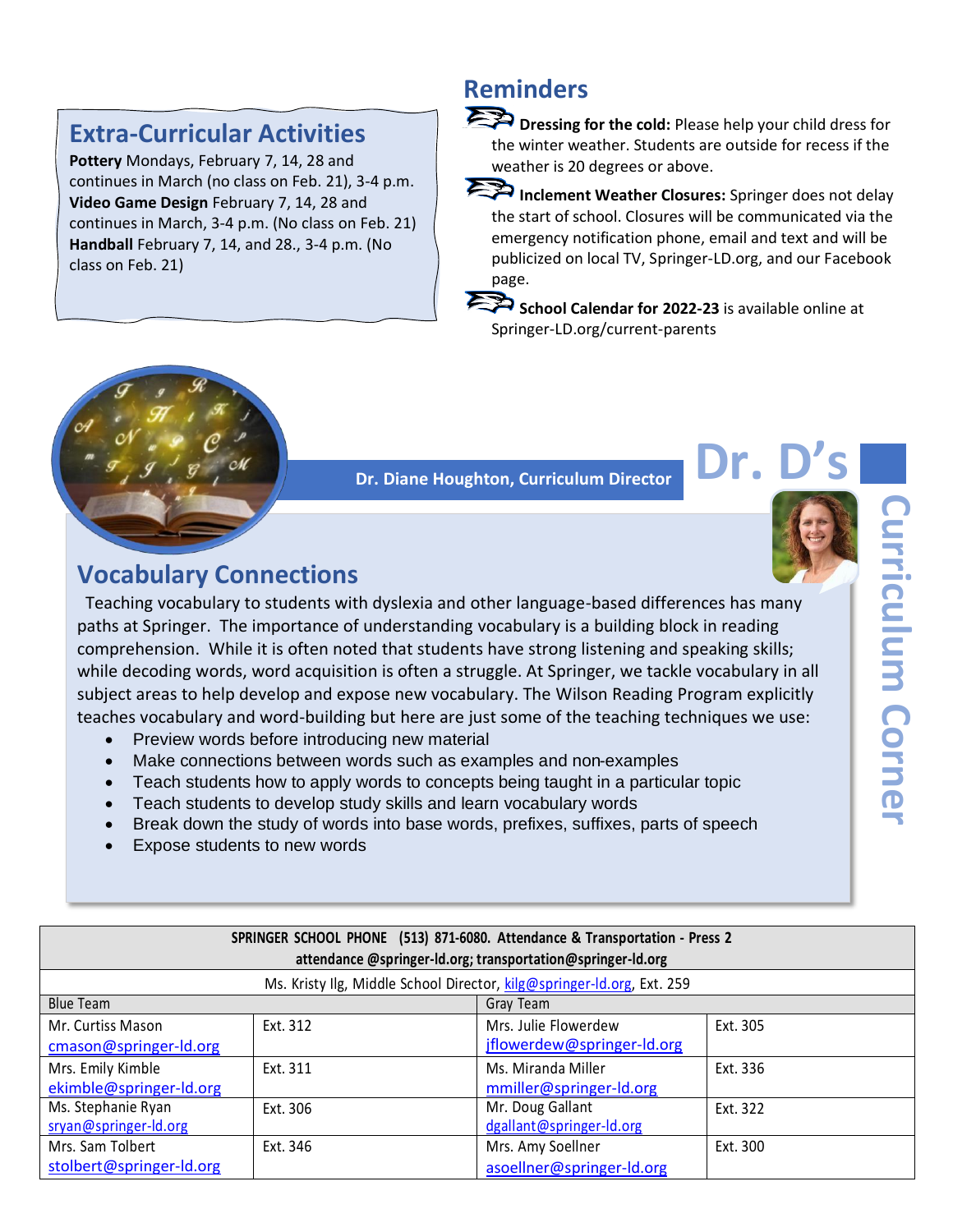## Extra-Curricular Activities

**Pottery** Mondays, February 7, 14, 28 and continues in March (no class on Feb. 21), 3-4 p.m.
**Video Game Design** February 7, 14, 28 and continues in March, 3-4 p.m. (No class on Feb. 21)
**Handball** February 7, 14, and 28., 3-4 p.m. (No class on Feb. 21)

## Reminders

- **Dressing for the cold:** Please help your child dress for the winter weather. Students are outside for recess if the weather is 20 degrees or above.
- **Inclement Weather Closures:** Springer does not delay the start of school. Closures will be communicated via the emergency notification phone, email and text and will be publicized on local TV, Springer-LD.org, and our Facebook page.
- **School Calendar for 2022-23** is available online at Springer-LD.org/current-parents

# Dr. D's Curriculum Corner

**Dr. Diane Houghton, Curriculum Director**

## Vocabulary Connections

Teaching vocabulary to students with dyslexia and other language-based differences has many paths at Springer. The importance of understanding vocabulary is a building block in reading comprehension. While it is often noted that students have strong listening and speaking skills; while decoding words, word acquisition is often a struggle. At Springer, we tackle vocabulary in all subject areas to help develop and expose new vocabulary. The Wilson Reading Program explicitly teaches vocabulary and word-building but here are just some of the teaching techniques we use:

- Preview words before introducing new material
- Make connections between words such as examples and non-examples
- Teach students how to apply words to concepts being taught in a particular topic
- Teach students to develop study skills and learn vocabulary words
- Break down the study of words into base words, prefixes, suffixes, parts of speech
- Expose students to new words

**SPRINGER SCHOOL PHONE (513) 871-6080. Attendance & Transportation - Press 2**
**attendance @springer-ld.org; transportation@springer-ld.org**

Ms. Kristy Ilg, Middle School Director, kilg@springer-ld.org, Ext. 259

| Blue Team | | Gray Team | |
|---|---|---|---|
| Mr. Curtiss Mason cmason@springer-ld.org | Ext. 312 | Mrs. Julie Flowerdew jflowerdew@springer-ld.org | Ext. 305 |
| Mrs. Emily Kimble ekimble@springer-ld.org | Ext. 311 | Ms. Miranda Miller mmiller@springer-ld.org | Ext. 336 |
| Ms. Stephanie Ryan sryan@springer-ld.org | Ext. 306 | Mr. Doug Gallant dgallant@springer-ld.org | Ext. 322 |
| Mrs. Sam Tolbert stolbert@springer-ld.org | Ext. 346 | Mrs. Amy Soellner asoellner@springer-ld.org | Ext. 300 |